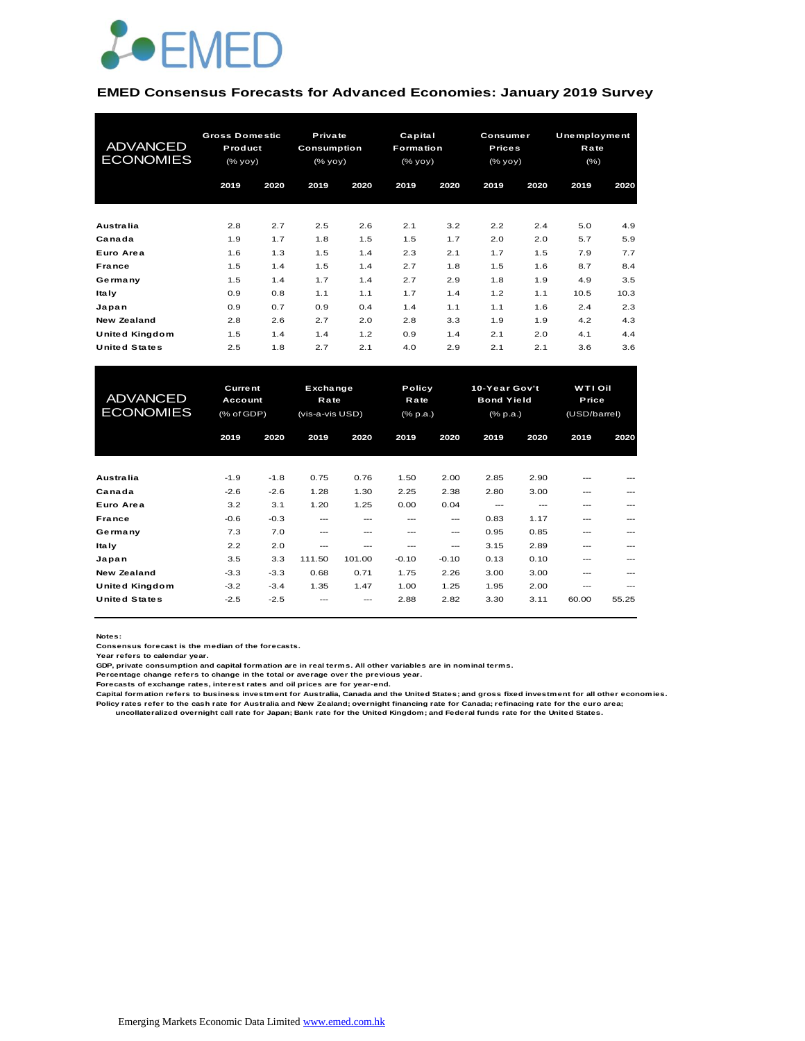# EMED Consensus Forecasts for Advanced Economies: January 2019 Survey

| ADVANCED ECONOMIES | Gross Domestic Product (% yoy) | | Private Consumption (% yoy) | | Capital Formation (% yoy) | | Consumer Prices (% yoy) | | Unemployment Rate (%) | |
|---|---|---|---|---|---|---|---|---|---|---|
| | 2019 | 2020 | 2019 | 2020 | 2019 | 2020 | 2019 | 2020 | 2019 | 2020 |
| Australia | 2.8 | 2.7 | 2.5 | 2.6 | 2.1 | 3.2 | 2.2 | 2.4 | 5.0 | 4.9 |
| Canada | 1.9 | 1.7 | 1.8 | 1.5 | 1.5 | 1.7 | 2.0 | 2.0 | 5.7 | 5.9 |
| Euro Area | 1.6 | 1.3 | 1.5 | 1.4 | 2.3 | 2.1 | 1.7 | 1.5 | 7.9 | 7.7 |
| France | 1.5 | 1.4 | 1.5 | 1.4 | 2.7 | 1.8 | 1.5 | 1.6 | 8.7 | 8.4 |
| Germany | 1.5 | 1.4 | 1.7 | 1.4 | 2.7 | 2.9 | 1.8 | 1.9 | 4.9 | 3.5 |
| Italy | 0.9 | 0.8 | 1.1 | 1.1 | 1.7 | 1.4 | 1.2 | 1.1 | 10.5 | 10.3 |
| Japan | 0.9 | 0.7 | 0.9 | 0.4 | 1.4 | 1.1 | 1.1 | 1.6 | 2.4 | 2.3 |
| New Zealand | 2.8 | 2.6 | 2.7 | 2.0 | 2.8 | 3.3 | 1.9 | 1.9 | 4.2 | 4.3 |
| United Kingdom | 1.5 | 1.4 | 1.4 | 1.2 | 0.9 | 1.4 | 2.1 | 2.0 | 4.1 | 4.4 |
| United States | 2.5 | 1.8 | 2.7 | 2.1 | 4.0 | 2.9 | 2.1 | 2.1 | 3.6 | 3.6 |

| ADVANCED ECONOMIES | Current Account (% of GDP) | | Exchange Rate (vis-a-vis USD) | | Policy Rate (% p.a.) | | 10-Year Gov't Bond Yield (% p.a.) | | WTI Oil Price (USD/barrel) | |
|---|---|---|---|---|---|---|---|---|---|---|
| | 2019 | 2020 | 2019 | 2020 | 2019 | 2020 | 2019 | 2020 | 2019 | 2020 |
| Australia | -1.9 | -1.8 | 0.75 | 0.76 | 1.50 | 2.00 | 2.85 | 2.90 | --- | --- |
| Canada | -2.6 | -2.6 | 1.28 | 1.30 | 2.25 | 2.38 | 2.80 | 3.00 | --- | --- |
| Euro Area | 3.2 | 3.1 | 1.20 | 1.25 | 0.00 | 0.04 | --- | --- | --- | --- |
| France | -0.6 | -0.3 | --- | --- | --- | --- | 0.83 | 1.17 | --- | --- |
| Germany | 7.3 | 7.0 | --- | --- | --- | --- | 0.95 | 0.85 | --- | --- |
| Italy | 2.2 | 2.0 | --- | --- | --- | --- | 3.15 | 2.89 | --- | --- |
| Japan | 3.5 | 3.3 | 111.50 | 101.00 | -0.10 | -0.10 | 0.13 | 0.10 | --- | --- |
| New Zealand | -3.3 | -3.3 | 0.68 | 0.71 | 1.75 | 2.26 | 3.00 | 3.00 | --- | --- |
| United Kingdom | -3.2 | -3.4 | 1.35 | 1.47 | 1.00 | 1.25 | 1.95 | 2.00 | --- | --- |
| United States | -2.5 | -2.5 | --- | --- | 2.88 | 2.82 | 3.30 | 3.11 | 60.00 | 55.25 |

**Notes:**
Consensus forecast is the median of the forecasts.
Year refers to calendar year.
GDP, private consumption and capital formation are in real terms. All other variables are in nominal terms.
Percentage change refers to change in the total or average over the previous year.
Forecasts of exchange rates, interest rates and oil prices are for year-end.
Capital formation refers to business investment for Australia, Canada and the United States; and gross fixed investment for all other economies.
Policy rates refer to the cash rate for Australia and New Zealand; overnight financing rate for Canada; refinacing rate for the euro area; uncollateralized overnight call rate for Japan; Bank rate for the United Kingdom; and Federal funds rate for the United States.

Emerging Markets Economic Data Limited www.emed.com.hk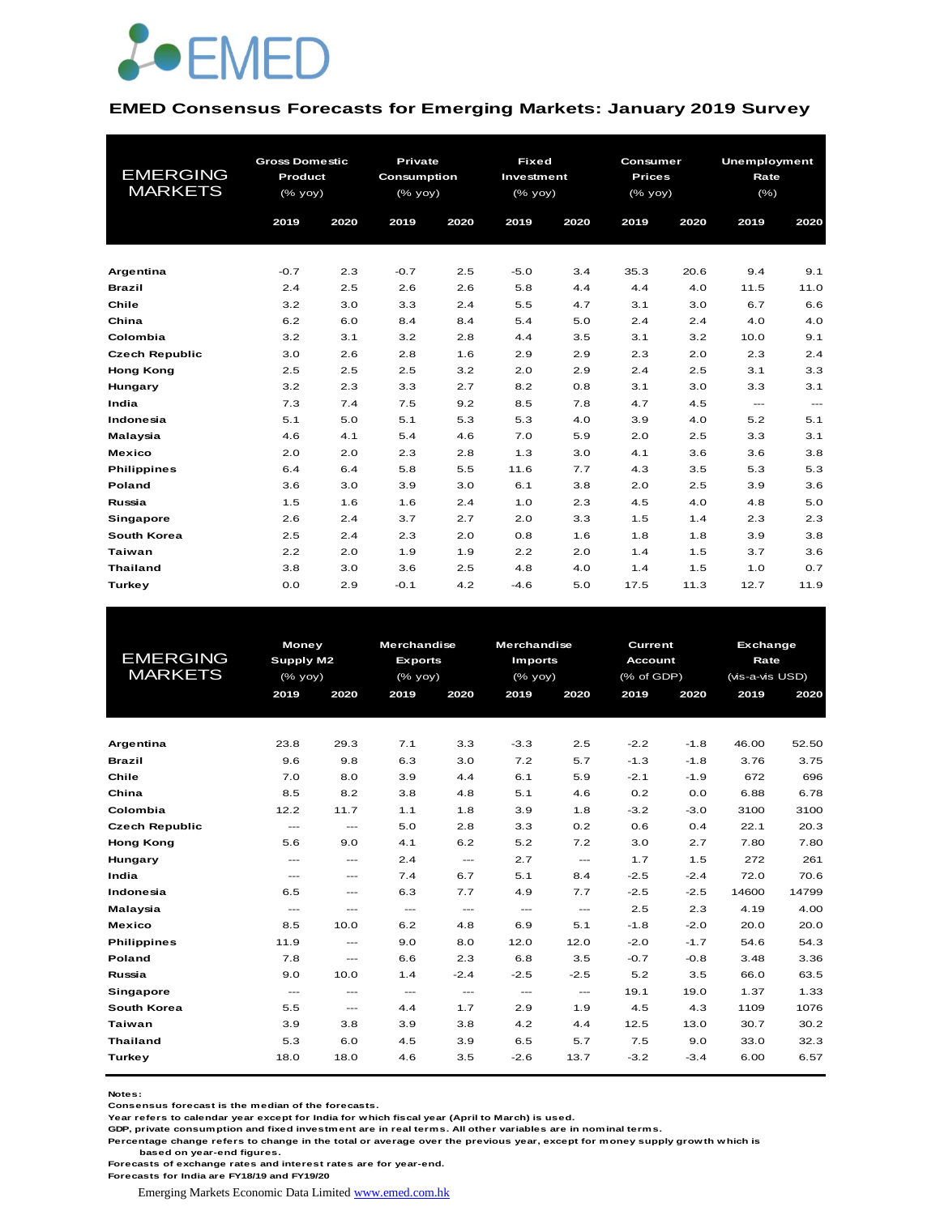EMED

## EMED Consensus Forecasts for Emerging Markets: January 2019 Survey

| EMERGING MARKETS | Gross Domestic Product (% yoy) | | Private Consumption (% yoy) | | Fixed Investment (% yoy) | | Consumer Prices (% yoy) | | Unemployment Rate (%) | |
|---|---|---|---|---|---|---|---|---|---|---|
| | 2019 | 2020 | 2019 | 2020 | 2019 | 2020 | 2019 | 2020 | 2019 | 2020 |
| **Argentina** | -0.7 | 2.3 | -0.7 | 2.5 | -5.0 | 3.4 | 35.3 | 20.6 | 9.4 | 9.1 |
| **Brazil** | 2.4 | 2.5 | 2.6 | 2.6 | 5.8 | 4.4 | 4.4 | 4.0 | 11.5 | 11.0 |
| **Chile** | 3.2 | 3.0 | 3.3 | 2.4 | 5.5 | 4.7 | 3.1 | 3.0 | 6.7 | 6.6 |
| **China** | 6.2 | 6.0 | 8.4 | 8.4 | 5.4 | 5.0 | 2.4 | 2.4 | 4.0 | 4.0 |
| **Colombia** | 3.2 | 3.1 | 3.2 | 2.8 | 4.4 | 3.5 | 3.1 | 3.2 | 10.0 | 9.1 |
| **Czech Republic** | 3.0 | 2.6 | 2.8 | 1.6 | 2.9 | 2.9 | 2.3 | 2.0 | 2.3 | 2.4 |
| **Hong Kong** | 2.5 | 2.5 | 2.5 | 3.2 | 2.0 | 2.9 | 2.4 | 2.5 | 3.1 | 3.3 |
| **Hungary** | 3.2 | 2.3 | 3.3 | 2.7 | 8.2 | 0.8 | 3.1 | 3.0 | 3.3 | 3.1 |
| **India** | 7.3 | 7.4 | 7.5 | 9.2 | 8.5 | 7.8 | 4.7 | 4.5 | --- | --- |
| **Indonesia** | 5.1 | 5.0 | 5.1 | 5.3 | 5.3 | 4.0 | 3.9 | 4.0 | 5.2 | 5.1 |
| **Malaysia** | 4.6 | 4.1 | 5.4 | 4.6 | 7.0 | 5.9 | 2.0 | 2.5 | 3.3 | 3.1 |
| **Mexico** | 2.0 | 2.0 | 2.3 | 2.8 | 1.3 | 3.0 | 4.1 | 3.6 | 3.6 | 3.8 |
| **Philippines** | 6.4 | 6.4 | 5.8 | 5.5 | 11.6 | 7.7 | 4.3 | 3.5 | 5.3 | 5.3 |
| **Poland** | 3.6 | 3.0 | 3.9 | 3.0 | 6.1 | 3.8 | 2.0 | 2.5 | 3.9 | 3.6 |
| **Russia** | 1.5 | 1.6 | 1.6 | 2.4 | 1.0 | 2.3 | 4.5 | 4.0 | 4.8 | 5.0 |
| **Singapore** | 2.6 | 2.4 | 3.7 | 2.7 | 2.0 | 3.3 | 1.5 | 1.4 | 2.3 | 2.3 |
| **South Korea** | 2.5 | 2.4 | 2.3 | 2.0 | 0.8 | 1.6 | 1.8 | 1.8 | 3.9 | 3.8 |
| **Taiwan** | 2.2 | 2.0 | 1.9 | 1.9 | 2.2 | 2.0 | 1.4 | 1.5 | 3.7 | 3.6 |
| **Thailand** | 3.8 | 3.0 | 3.6 | 2.5 | 4.8 | 4.0 | 1.4 | 1.5 | 1.0 | 0.7 |
| **Turkey** | 0.0 | 2.9 | -0.1 | 4.2 | -4.6 | 5.0 | 17.5 | 11.3 | 12.7 | 11.9 |

| EMERGING MARKETS | Money Supply M2 (% yoy) | | Merchandise Exports (% yoy) | | Merchandise Imports (% yoy) | | Current Account (% of GDP) | | Exchange Rate (vis-a-vis USD) | |
|---|---|---|---|---|---|---|---|---|---|---|
| | 2019 | 2020 | 2019 | 2020 | 2019 | 2020 | 2019 | 2020 | 2019 | 2020 |
| **Argentina** | 23.8 | 29.3 | 7.1 | 3.3 | -3.3 | 2.5 | -2.2 | -1.8 | 46.00 | 52.50 |
| **Brazil** | 9.6 | 9.8 | 6.3 | 3.0 | 7.2 | 5.7 | -1.3 | -1.8 | 3.76 | 3.75 |
| **Chile** | 7.0 | 8.0 | 3.9 | 4.4 | 6.1 | 5.9 | -2.1 | -1.9 | 672 | 696 |
| **China** | 8.5 | 8.2 | 3.8 | 4.8 | 5.1 | 4.6 | 0.2 | 0.0 | 6.88 | 6.78 |
| **Colombia** | 12.2 | 11.7 | 1.1 | 1.8 | 3.9 | 1.8 | -3.2 | -3.0 | 3100 | 3100 |
| **Czech Republic** | --- | --- | 5.0 | 2.8 | 3.3 | 0.2 | 0.6 | 0.4 | 22.1 | 20.3 |
| **Hong Kong** | 5.6 | 9.0 | 4.1 | 6.2 | 5.2 | 7.2 | 3.0 | 2.7 | 7.80 | 7.80 |
| **Hungary** | --- | --- | 2.4 | --- | 2.7 | --- | 1.7 | 1.5 | 272 | 261 |
| **India** | --- | --- | 7.4 | 6.7 | 5.1 | 8.4 | -2.5 | -2.4 | 72.0 | 70.6 |
| **Indonesia** | 6.5 | --- | 6.3 | 7.7 | 4.9 | 7.7 | -2.5 | -2.5 | 14600 | 14799 |
| **Malaysia** | --- | --- | --- | --- | --- | --- | 2.5 | 2.3 | 4.19 | 4.00 |
| **Mexico** | 8.5 | 10.0 | 6.2 | 4.8 | 6.9 | 5.1 | -1.8 | -2.0 | 20.0 | 20.0 |
| **Philippines** | 11.9 | --- | 9.0 | 8.0 | 12.0 | 12.0 | -2.0 | -1.7 | 54.6 | 54.3 |
| **Poland** | 7.8 | --- | 6.6 | 2.3 | 6.8 | 3.5 | -0.7 | -0.8 | 3.48 | 3.36 |
| **Russia** | 9.0 | 10.0 | 1.4 | -2.4 | -2.5 | -2.5 | 5.2 | 3.5 | 66.0 | 63.5 |
| **Singapore** | --- | --- | --- | --- | --- | --- | 19.1 | 19.0 | 1.37 | 1.33 |
| **South Korea** | 5.5 | --- | 4.4 | 1.7 | 2.9 | 1.9 | 4.5 | 4.3 | 1109 | 1076 |
| **Taiwan** | 3.9 | 3.8 | 3.9 | 3.8 | 4.2 | 4.4 | 12.5 | 13.0 | 30.7 | 30.2 |
| **Thailand** | 5.3 | 6.0 | 4.5 | 3.9 | 6.5 | 5.7 | 7.5 | 9.0 | 33.0 | 32.3 |
| **Turkey** | 18.0 | 18.0 | 4.6 | 3.5 | -2.6 | 13.7 | -3.2 | -3.4 | 6.00 | 6.57 |

**Notes:**
**Consensus forecast is the median of the forecasts.**
**Year refers to calendar year except for India for which fiscal year (April to March) is used.**
**GDP, private consumption and fixed investment are in real terms. All other variables are in nominal terms.**
**Percentage change refers to change in the total or average over the previous year, except for money supply growth which is based on year-end figures.**
**Forecasts of exchange rates and interest rates are for year-end.**
**Forecasts for India are FY18/19 and FY19/20**

Emerging Markets Economic Data Limited www.emed.com.hk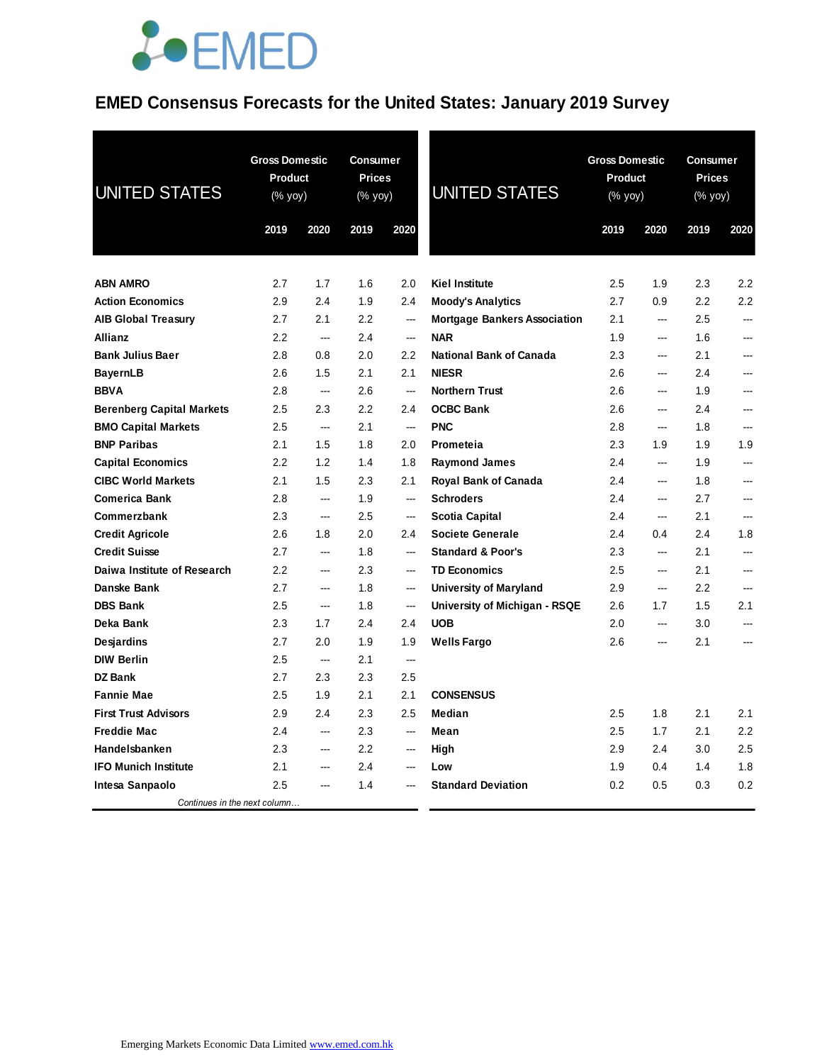# EMED Consensus Forecasts for the United States: January 2019 Survey

| UNITED STATES | Gross Domestic Product (% yoy) | | Consumer Prices (% yoy) | |
|---|---|---|---|---|
| | 2019 | 2020 | 2019 | 2020 |
| **ABN AMRO** | 2.7 | 1.7 | 1.6 | 2.0 |
| **Action Economics** | 2.9 | 2.4 | 1.9 | 2.4 |
| **AIB Global Treasury** | 2.7 | 2.1 | 2.2 | --- |
| **Allianz** | 2.2 | --- | 2.4 | --- |
| **Bank Julius Baer** | 2.8 | 0.8 | 2.0 | 2.2 |
| **BayernLB** | 2.6 | 1.5 | 2.1 | 2.1 |
| **BBVA** | 2.8 | --- | 2.6 | --- |
| **Berenberg Capital Markets** | 2.5 | 2.3 | 2.2 | 2.4 |
| **BMO Capital Markets** | 2.5 | --- | 2.1 | --- |
| **BNP Paribas** | 2.1 | 1.5 | 1.8 | 2.0 |
| **Capital Economics** | 2.2 | 1.2 | 1.4 | 1.8 |
| **CIBC World Markets** | 2.1 | 1.5 | 2.3 | 2.1 |
| **Comerica Bank** | 2.8 | --- | 1.9 | --- |
| **Commerzbank** | 2.3 | --- | 2.5 | --- |
| **Credit Agricole** | 2.6 | 1.8 | 2.0 | 2.4 |
| **Credit Suisse** | 2.7 | --- | 1.8 | --- |
| **Daiwa Institute of Research** | 2.2 | --- | 2.3 | --- |
| **Danske Bank** | 2.7 | --- | 1.8 | --- |
| **DBS Bank** | 2.5 | --- | 1.8 | --- |
| **Deka Bank** | 2.3 | 1.7 | 2.4 | 2.4 |
| **Desjardins** | 2.7 | 2.0 | 1.9 | 1.9 |
| **DIW Berlin** | 2.5 | --- | 2.1 | --- |
| **DZ Bank** | 2.7 | 2.3 | 2.3 | 2.5 |
| **Fannie Mae** | 2.5 | 1.9 | 2.1 | 2.1 |
| **First Trust Advisors** | 2.9 | 2.4 | 2.3 | 2.5 |
| **Freddie Mac** | 2.4 | --- | 2.3 | --- |
| **Handelsbanken** | 2.3 | --- | 2.2 | --- |
| **IFO Munich Institute** | 2.1 | --- | 2.4 | --- |
| **Intesa Sanpaolo** | 2.5 | --- | 1.4 | --- |
| **Kiel Institute** | 2.5 | 1.9 | 2.3 | 2.2 |
| **Moody's Analytics** | 2.7 | 0.9 | 2.2 | 2.2 |
| **Mortgage Bankers Association** | 2.1 | --- | 2.5 | --- |
| **NAR** | 1.9 | --- | 1.6 | --- |
| **National Bank of Canada** | 2.3 | --- | 2.1 | --- |
| **NIESR** | 2.6 | --- | 2.4 | --- |
| **Northern Trust** | 2.6 | --- | 1.9 | --- |
| **OCBC Bank** | 2.6 | --- | 2.4 | --- |
| **PNC** | 2.8 | --- | 1.8 | --- |
| **Prometeia** | 2.3 | 1.9 | 1.9 | 1.9 |
| **Raymond James** | 2.4 | --- | 1.9 | --- |
| **Royal Bank of Canada** | 2.4 | --- | 1.8 | --- |
| **Schroders** | 2.4 | --- | 2.7 | --- |
| **Scotia Capital** | 2.4 | --- | 2.1 | --- |
| **Societe Generale** | 2.4 | 0.4 | 2.4 | 1.8 |
| **Standard & Poor's** | 2.3 | --- | 2.1 | --- |
| **TD Economics** | 2.5 | --- | 2.1 | --- |
| **University of Maryland** | 2.9 | --- | 2.2 | --- |
| **University of Michigan - RSQE** | 2.6 | 1.7 | 1.5 | 2.1 |
| **UOB** | 2.0 | --- | 3.0 | --- |
| **Wells Fargo** | 2.6 | --- | 2.1 | --- |
| **CONSENSUS** | | | | |
| **Median** | 2.5 | 1.8 | 2.1 | 2.1 |
| **Mean** | 2.5 | 1.7 | 2.1 | 2.2 |
| **High** | 2.9 | 2.4 | 3.0 | 2.5 |
| **Low** | 1.9 | 0.4 | 1.4 | 1.8 |
| **Standard Deviation** | 0.2 | 0.5 | 0.3 | 0.2 |

Emerging Markets Economic Data Limited www.emed.com.hk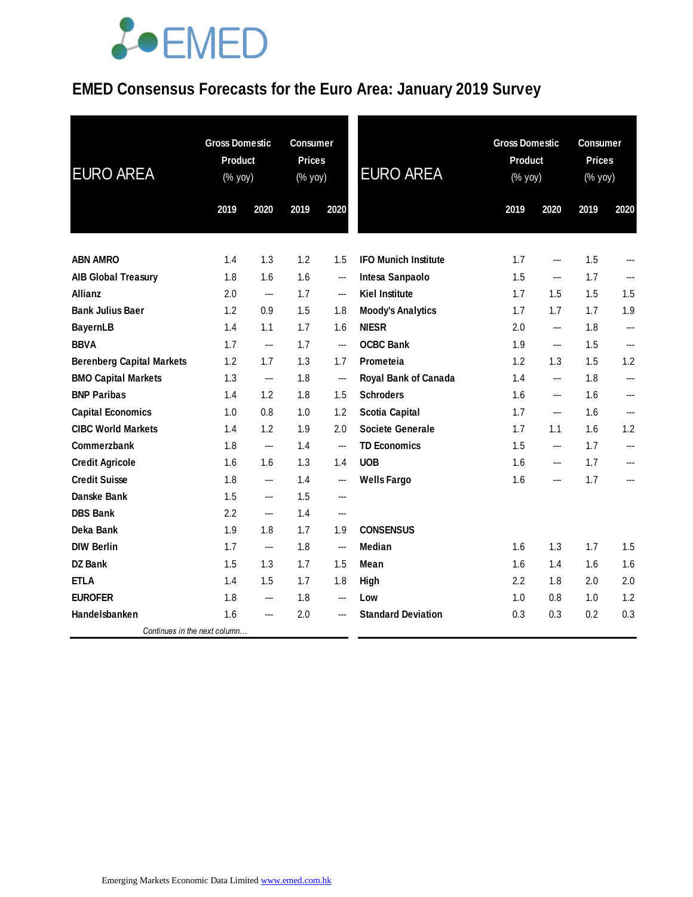# EMED Consensus Forecasts for the Euro Area: January 2019 Survey

| EURO AREA | Gross Domestic Product (% yoy) | | Consumer Prices (% yoy) | |
|---|---|---|---|---|
| | 2019 | 2020 | 2019 | 2020 |
| ABN AMRO | 1.4 | 1.3 | 1.2 | 1.5 |
| AIB Global Treasury | 1.8 | 1.6 | 1.6 | --- |
| Allianz | 2.0 | --- | 1.7 | --- |
| Bank Julius Baer | 1.2 | 0.9 | 1.5 | 1.8 |
| BayernLB | 1.4 | 1.1 | 1.7 | 1.6 |
| BBVA | 1.7 | --- | 1.7 | --- |
| Berenberg Capital Markets | 1.2 | 1.7 | 1.3 | 1.7 |
| BMO Capital Markets | 1.3 | --- | 1.8 | --- |
| BNP Paribas | 1.4 | 1.2 | 1.8 | 1.5 |
| Capital Economics | 1.0 | 0.8 | 1.0 | 1.2 |
| CIBC World Markets | 1.4 | 1.2 | 1.9 | 2.0 |
| Commerzbank | 1.8 | --- | 1.4 | --- |
| Credit Agricole | 1.6 | 1.6 | 1.3 | 1.4 |
| Credit Suisse | 1.8 | --- | 1.4 | --- |
| Danske Bank | 1.5 | --- | 1.5 | --- |
| DBS Bank | 2.2 | --- | 1.4 | --- |
| Deka Bank | 1.9 | 1.8 | 1.7 | 1.9 |
| DIW Berlin | 1.7 | --- | 1.8 | --- |
| DZ Bank | 1.5 | 1.3 | 1.7 | 1.5 |
| ETLA | 1.4 | 1.5 | 1.7 | 1.8 |
| EUROFER | 1.8 | --- | 1.8 | --- |
| Handelsbanken | 1.6 | --- | 2.0 | --- |
| IFO Munich Institute | 1.7 | --- | 1.5 | --- |
| Intesa Sanpaolo | 1.5 | --- | 1.7 | --- |
| Kiel Institute | 1.7 | 1.5 | 1.5 | 1.5 |
| Moody's Analytics | 1.7 | 1.7 | 1.7 | 1.9 |
| NIESR | 2.0 | --- | 1.8 | --- |
| OCBC Bank | 1.9 | --- | 1.5 | --- |
| Prometeia | 1.2 | 1.3 | 1.5 | 1.2 |
| Royal Bank of Canada | 1.4 | --- | 1.8 | --- |
| Schroders | 1.6 | --- | 1.6 | --- |
| Scotia Capital | 1.7 | --- | 1.6 | --- |
| Societe Generale | 1.7 | 1.1 | 1.6 | 1.2 |
| TD Economics | 1.5 | --- | 1.7 | --- |
| UOB | 1.6 | --- | 1.7 | --- |
| Wells Fargo | 1.6 | --- | 1.7 | --- |
| **CONSENSUS** | | | | |
| Median | 1.6 | 1.3 | 1.7 | 1.5 |
| Mean | 1.6 | 1.4 | 1.6 | 1.6 |
| High | 2.2 | 1.8 | 2.0 | 2.0 |
| Low | 1.0 | 0.8 | 1.0 | 1.2 |
| Standard Deviation | 0.3 | 0.3 | 0.2 | 0.3 |

*Continues in the next column…*

Emerging Markets Economic Data Limited www.emed.com.hk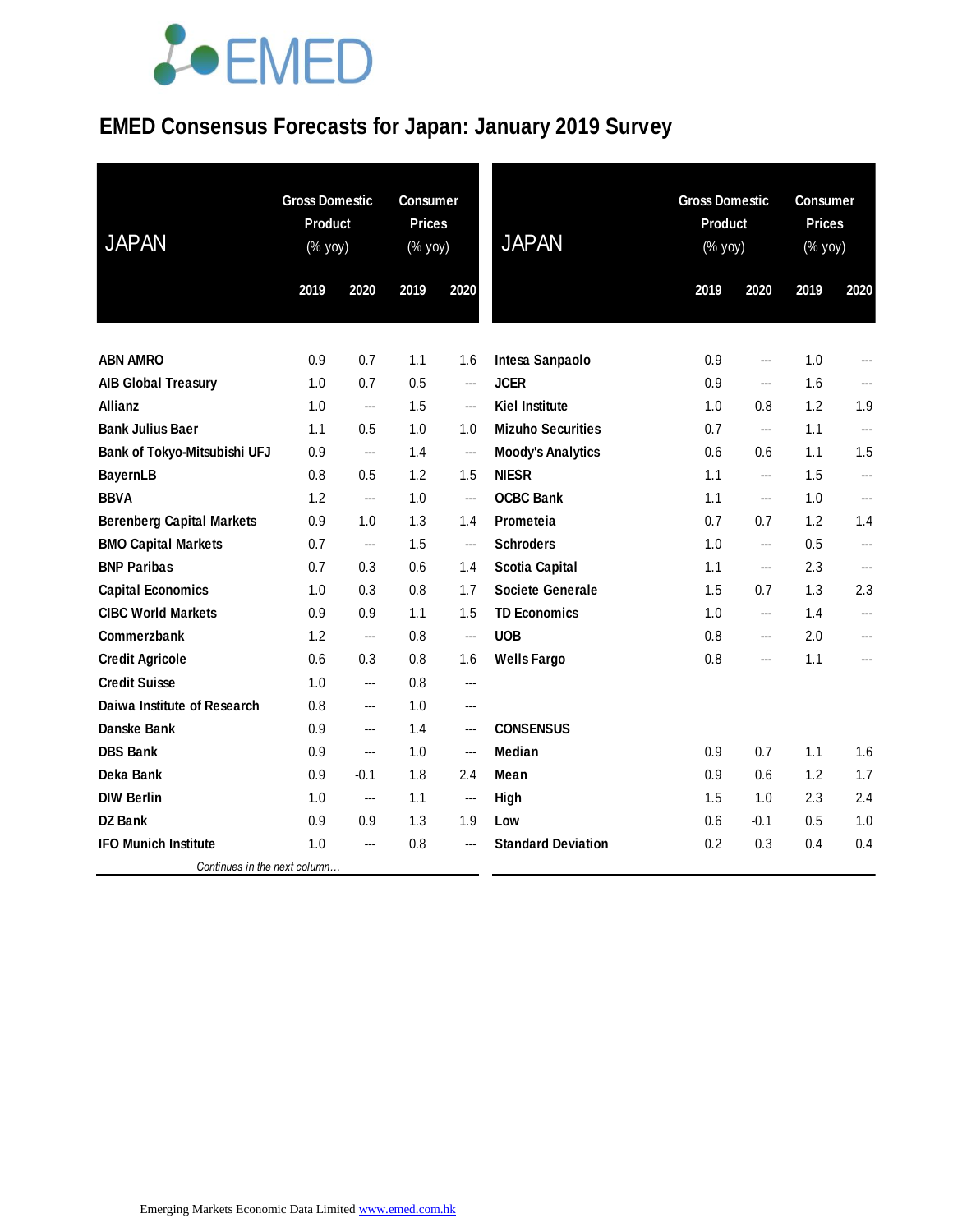# EMED Consensus Forecasts for Japan: January 2019 Survey

| JAPAN | Gross Domestic Product (% yoy) | | Consumer Prices (% yoy) | |
|---|---|---|---|---|
| | 2019 | 2020 | 2019 | 2020 |
| ABN AMRO | 0.9 | 0.7 | 1.1 | 1.6 |
| AIB Global Treasury | 1.0 | 0.7 | 0.5 | --- |
| Allianz | 1.0 | --- | 1.5 | --- |
| Bank Julius Baer | 1.1 | 0.5 | 1.0 | 1.0 |
| Bank of Tokyo-Mitsubishi UFJ | 0.9 | --- | 1.4 | --- |
| BayernLB | 0.8 | 0.5 | 1.2 | 1.5 |
| BBVA | 1.2 | --- | 1.0 | --- |
| Berenberg Capital Markets | 0.9 | 1.0 | 1.3 | 1.4 |
| BMO Capital Markets | 0.7 | --- | 1.5 | --- |
| BNP Paribas | 0.7 | 0.3 | 0.6 | 1.4 |
| Capital Economics | 1.0 | 0.3 | 0.8 | 1.7 |
| CIBC World Markets | 0.9 | 0.9 | 1.1 | 1.5 |
| Commerzbank | 1.2 | --- | 0.8 | --- |
| Credit Agricole | 0.6 | 0.3 | 0.8 | 1.6 |
| Credit Suisse | 1.0 | --- | 0.8 | --- |
| Daiwa Institute of Research | 0.8 | --- | 1.0 | --- |
| Danske Bank | 0.9 | --- | 1.4 | --- |
| DBS Bank | 0.9 | --- | 1.0 | --- |
| Deka Bank | 0.9 | -0.1 | 1.8 | 2.4 |
| DIW Berlin | 1.0 | --- | 1.1 | --- |
| DZ Bank | 0.9 | 0.9 | 1.3 | 1.9 |
| IFO Munich Institute | 1.0 | --- | 0.8 | --- |
| Intesa Sanpaolo | 0.9 | --- | 1.0 | --- |
| JCER | 0.9 | --- | 1.6 | --- |
| Kiel Institute | 1.0 | 0.8 | 1.2 | 1.9 |
| Mizuho Securities | 0.7 | --- | 1.1 | --- |
| Moody's Analytics | 0.6 | 0.6 | 1.1 | 1.5 |
| NIESR | 1.1 | --- | 1.5 | --- |
| OCBC Bank | 1.1 | --- | 1.0 | --- |
| Prometeia | 0.7 | 0.7 | 1.2 | 1.4 |
| Schroders | 1.0 | --- | 0.5 | --- |
| Scotia Capital | 1.1 | --- | 2.3 | --- |
| Societe Generale | 1.5 | 0.7 | 1.3 | 2.3 |
| TD Economics | 1.0 | --- | 1.4 | --- |
| UOB | 0.8 | --- | 2.0 | --- |
| Wells Fargo | 0.8 | --- | 1.1 | --- |
| **CONSENSUS** | | | | |
| Median | 0.9 | 0.7 | 1.1 | 1.6 |
| Mean | 0.9 | 0.6 | 1.2 | 1.7 |
| High | 1.5 | 1.0 | 2.3 | 2.4 |
| Low | 0.6 | -0.1 | 0.5 | 1.0 |
| Standard Deviation | 0.2 | 0.3 | 0.4 | 0.4 |

*Continues in the next column…*

Emerging Markets Economic Data Limited www.emed.com.hk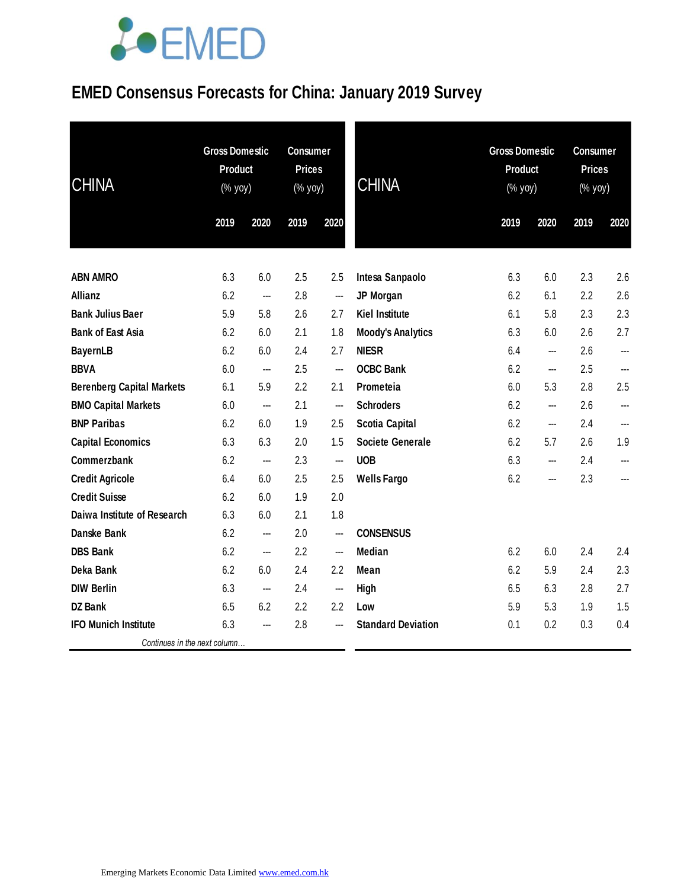# EMED Consensus Forecasts for China: January 2019 Survey

| CHINA | Gross Domestic Product (% yoy) | | Consumer Prices (% yoy) | |
|---|---|---|---|---|
| | 2019 | 2020 | 2019 | 2020 |
| ABN AMRO | 6.3 | 6.0 | 2.5 | 2.5 |
| Allianz | 6.2 | --- | 2.8 | --- |
| Bank Julius Baer | 5.9 | 5.8 | 2.6 | 2.7 |
| Bank of East Asia | 6.2 | 6.0 | 2.1 | 1.8 |
| BayernLB | 6.2 | 6.0 | 2.4 | 2.7 |
| BBVA | 6.0 | --- | 2.5 | --- |
| Berenberg Capital Markets | 6.1 | 5.9 | 2.2 | 2.1 |
| BMO Capital Markets | 6.0 | --- | 2.1 | --- |
| BNP Paribas | 6.2 | 6.0 | 1.9 | 2.5 |
| Capital Economics | 6.3 | 6.3 | 2.0 | 1.5 |
| Commerzbank | 6.2 | --- | 2.3 | --- |
| Credit Agricole | 6.4 | 6.0 | 2.5 | 2.5 |
| Credit Suisse | 6.2 | 6.0 | 1.9 | 2.0 |
| Daiwa Institute of Research | 6.3 | 6.0 | 2.1 | 1.8 |
| Danske Bank | 6.2 | --- | 2.0 | --- |
| DBS Bank | 6.2 | --- | 2.2 | --- |
| Deka Bank | 6.2 | 6.0 | 2.4 | 2.2 |
| DIW Berlin | 6.3 | --- | 2.4 | --- |
| DZ Bank | 6.5 | 6.2 | 2.2 | 2.2 |
| IFO Munich Institute | 6.3 | --- | 2.8 | --- |
| Intesa Sanpaolo | 6.3 | 6.0 | 2.3 | 2.6 |
| JP Morgan | 6.2 | 6.1 | 2.2 | 2.6 |
| Kiel Institute | 6.1 | 5.8 | 2.3 | 2.3 |
| Moody's Analytics | 6.3 | 6.0 | 2.6 | 2.7 |
| NIESR | 6.4 | --- | 2.6 | --- |
| OCBC Bank | 6.2 | --- | 2.5 | --- |
| Prometeia | 6.0 | 5.3 | 2.8 | 2.5 |
| Schroders | 6.2 | --- | 2.6 | --- |
| Scotia Capital | 6.2 | --- | 2.4 | --- |
| Societe Generale | 6.2 | 5.7 | 2.6 | 1.9 |
| UOB | 6.3 | --- | 2.4 | --- |
| Wells Fargo | 6.2 | --- | 2.3 | --- |
| **CONSENSUS** | | | | |
| Median | 6.2 | 6.0 | 2.4 | 2.4 |
| Mean | 6.2 | 5.9 | 2.4 | 2.3 |
| High | 6.5 | 6.3 | 2.8 | 2.7 |
| Low | 5.9 | 5.3 | 1.9 | 1.5 |
| Standard Deviation | 0.1 | 0.2 | 0.3 | 0.4 |

Emerging Markets Economic Data Limited www.emed.com.hk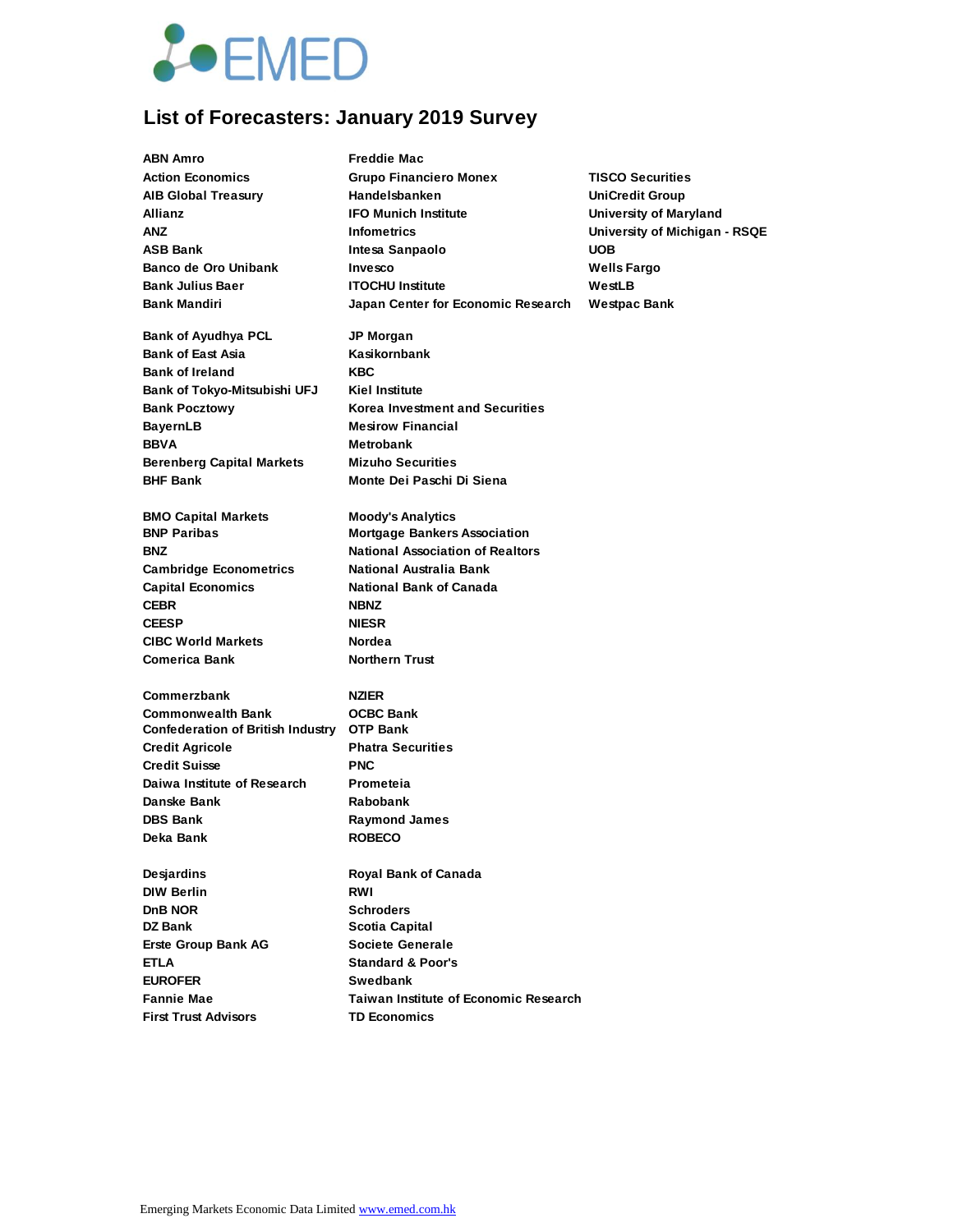# List of Forecasters: January 2019 Survey

ABN Amro
Action Economics
AIB Global Treasury
Allianz
ANZ
ASB Bank
Banco de Oro Unibank
Bank Julius Baer
Bank Mandiri

Bank of Ayudhya PCL
Bank of East Asia
Bank of Ireland
Bank of Tokyo-Mitsubishi UFJ
Bank Pocztowy
BayernLB
BBVA
Berenberg Capital Markets
BHF Bank

BMO Capital Markets
BNP Paribas
BNZ
Cambridge Econometrics
Capital Economics
CEBR
CEESP
CIBC World Markets
Comerica Bank

Commerzbank
Commonwealth Bank
Confederation of British Industry
Credit Agricole
Credit Suisse
Daiwa Institute of Research
Danske Bank
DBS Bank
Deka Bank

Desjardins
DIW Berlin
DnB NOR
DZ Bank
Erste Group Bank AG
ETLA
EUROFER
Fannie Mae
First Trust Advisors

Freddie Mac
Grupo Financiero Monex
Handelsbanken
IFO Munich Institute
Infometrics
Intesa Sanpaolo
Invesco
ITOCHU Institute
Japan Center for Economic Research

JP Morgan
Kasikornbank
KBC
Kiel Institute
Korea Investment and Securities
Mesirow Financial
Metrobank
Mizuho Securities
Monte Dei Paschi Di Siena

Moody's Analytics
Mortgage Bankers Association
National Association of Realtors
National Australia Bank
National Bank of Canada
NBNZ
NIESR
Nordea
Northern Trust

NZIER
OCBC Bank
OTP Bank
Phatra Securities
PNC
Prometeia
Rabobank
Raymond James
ROBECO

Royal Bank of Canada
RWI
Schroders
Scotia Capital
Societe Generale
Standard & Poor's
Swedbank
Taiwan Institute of Economic Research
TD Economics

TISCO Securities
UniCredit Group
University of Maryland
University of Michigan - RSQE
UOB
Wells Fargo
WestLB
Westpac Bank

Emerging Markets Economic Data Limited www.emed.com.hk